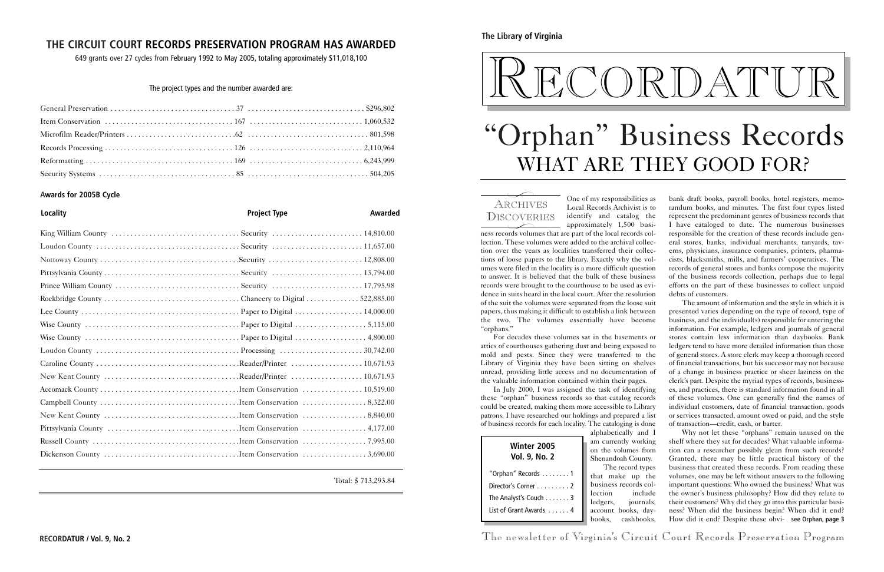## THE CIRCUIT COURT RECORDS PRESERVATION PROGRAM HAS AWARDED

649 grants over 27 cycles from February 1992 to May 2005, totaling approximately $11,018,100

The project types and the number awarded are:

| Project Type | Number | Amount |
|---|---|---|
| General Preservation | 37 | $296,802 |
| Item Conservation | 167 | 1,060,532 |
| Microfilm Reader/Printers | 62 | 801,598 |
| Records Processing | 126 | 2,110,964 |
| Reformatting | 169 | 6,243,999 |
| Security Systems | 85 | 504,205 |

### Awards for 2005B Cycle

| Locality | Project Type | Awarded |
|---|---|---|
| King William County | Security | 14,810.00 |
| Loudon County | Security | 11,657.00 |
| Nottoway County | Security | 12,808.00 |
| Pittsylvania County | Security | 13,794.00 |
| Prince William County | Security | 17,795.98 |
| Rockbridge County | Chancery to Digital | 522,885.00 |
| Lee County | Paper to Digital | 14,000.00 |
| Wise County | Paper to Digital | 5,115.00 |
| Wise County | Paper to Digital | 4,800.00 |
| Loudon County | Processing | 30,742.00 |
| Caroline County | Reader/Printer | 10,671.93 |
| New Kent County | Reader/Printer | 10,671.93 |
| Accomack County | Item Conservation | 10,519.00 |
| Campbell County | Item Conservation | 8,322.00 |
| New Kent County | Item Conservation | 8,840.00 |
| Pittsylvania County | Item Conservation | 4,177.00 |
| Russell County | Item Conservation | 7,995.00 |
| Dickenson County | Item Conservation | 3,690.00 |
| | Total: | $ 713,293.84 |

**The Library of Virginia**

# RECORDATUR

# "Orphan" Business Records
## WHAT ARE THEY GOOD FOR?

ARCHIVES DISCOVERIES

One of my responsibilities as Local Records Archivist is to identify and catalog the approximately 1,500 business records volumes that are part of the local records collection. These volumes were added to the archival collection over the years as localities transferred their collections of loose papers to the library. Exactly why the volumes were filed in the locality is a more difficult question to answer. It is believed that the bulk of these business records were brought to the courthouse to be used as evidence in suits heard in the local court. After the resolution of the suit the volumes were separated from the loose suit papers, thus making it difficult to establish a link between the two. The volumes essentially have become "orphans."

For decades these volumes sat in the basements or attics of courthouses gathering dust and being exposed to mold and pests. Since they were transferred to the Library of Virginia they have been sitting on shelves unread, providing little access and no documentation of the valuable information contained within their pages.

In July 2000, I was assigned the task of identifying these "orphan" business records so that catalog records could be created, making them more accessible to Library patrons. I have researched our holdings and prepared a list of business records for each locality. The cataloging is done alphabetically and I am currently working on the volumes from Shenandoah County.

The record types that make up the business records collection include ledgers, journals, account books, daybooks, cashbooks, bank draft books, payroll books, hotel registers, memorandum books, and minutes. The first four types listed represent the predominant genres of business records that I have cataloged to date. The numerous businesses responsible for the creation of these records include general stores, banks, individual merchants, tanyards, taverns, physicians, insurance companies, printers, pharmacists, blacksmiths, mills, and farmers' cooperatives. The records of general stores and banks compose the majority of the business records collection, perhaps due to legal efforts on the part of these businesses to collect unpaid debts of customers.

The amount of information and the style in which it is presented varies depending on the type of record, type of business, and the individual(s) responsible for entering the information. For example, ledgers and journals of general stores contain less information than daybooks. Bank ledgers tend to have more detailed information than those of general stores. A store clerk may keep a thorough record of financial transactions, but his successor may not because of a change in business practice or sheer laziness on the clerk's part. Despite the myriad types of records, businesses, and practices, there is standard information found in all of these volumes. One can generally find the names of individual customers, date of financial transaction, goods or services transacted, amount owed or paid, and the style of transaction—credit, cash, or barter.

Why not let these "orphans" remain unused on the shelf where they sat for decades? What valuable information can a researcher possibly glean from such records? Granted, there may be little practical history of the business that created these records. From reading these volumes, one may be left without answers to the following important questions: Who owned the business? What was the owner's business philosophy? How did they relate to their customers? Why did they go into this particular business? When did the business begin? When did it end? How did it end? Despite these obvi- **see Orphan, page 3**

**Winter 2005**
**Vol. 9, No. 2**

- "Orphan" Records ........ 1
- Director's Corner ......... 2
- The Analyst's Couch ....... 3
- List of Grant Awards ...... 4

The newsletter of Virginia's Circuit Court Records Preservation Program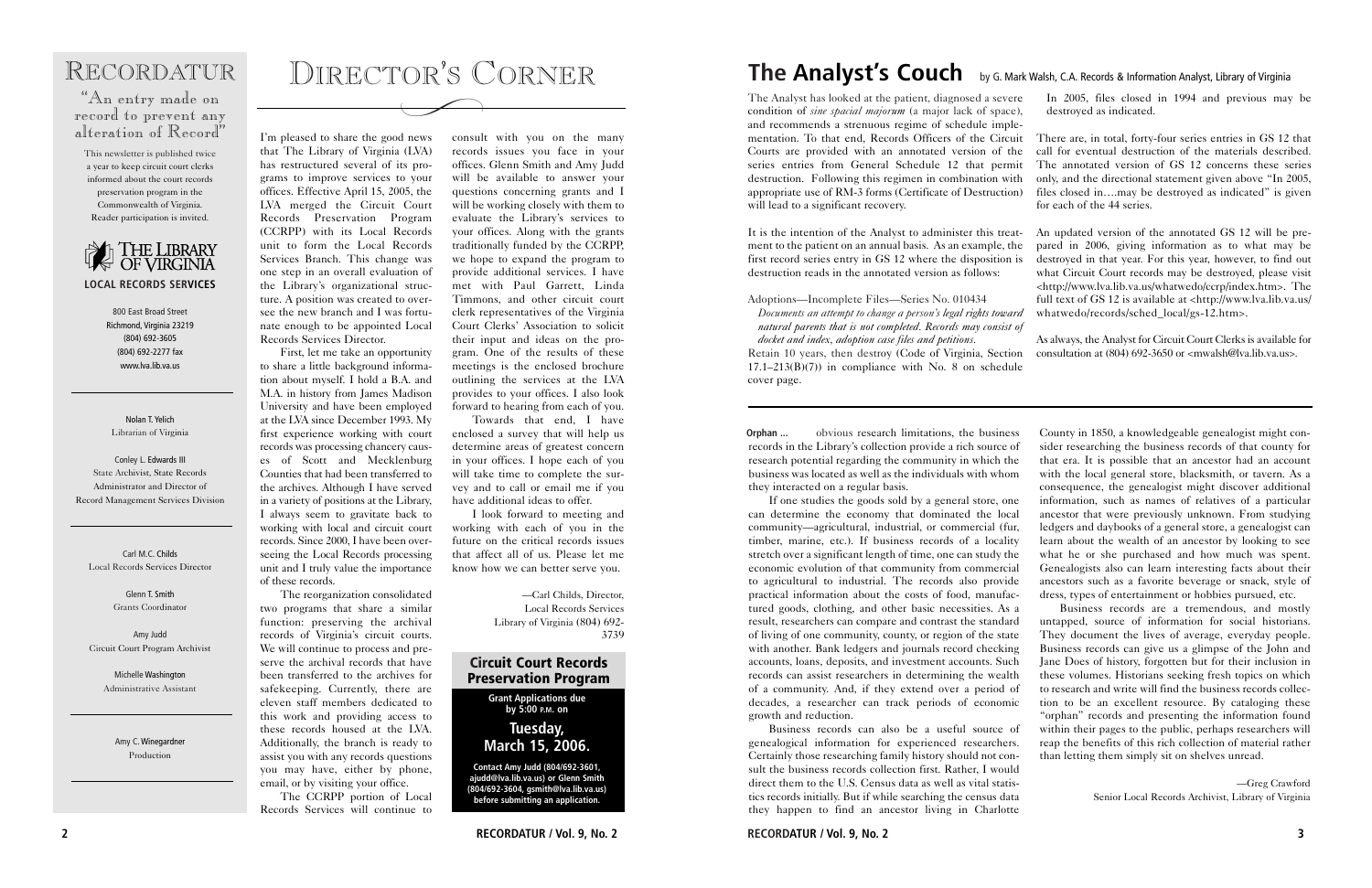# RECORDATUR

"An entry made on record to prevent any alteration of Record"

This newsletter is published twice a year to keep circuit court clerks informed about the court records preservation program in the Commonwealth of Virginia. Reader participation is invited.

THE LIBRARY OF VIRGINIA

**LOCAL RECORDS SERVICES**

800 East Broad Street
Richmond, Virginia 23219
(804) 692-3605
(804) 692-2277 fax
www.lva.lib.va.us

Nolan T. Yelich
Librarian of Virginia

Conley L. Edwards III
State Archivist, State Records Administrator and Director of Record Management Services Division

Carl M.C. Childs
Local Records Services Director

Glenn T. Smith
Grants Coordinator

Amy Judd
Circuit Court Program Archivist

Michelle Washington
Administrative Assistant

Amy C. Winegardner
Production

# DIRECTOR'S CORNER

I'm pleased to share the good news that The Library of Virginia (LVA) has restructured several of its programs to improve services to your offices. Effective April 15, 2005, the LVA merged the Circuit Court Records Preservation Program (CCRPP) with its Local Records unit to form the Local Records Services Branch. This change was one step in an overall evaluation of the Library's organizational structure. A position was created to oversee the new branch and I was fortunate enough to be appointed Local Records Services Director.

First, let me take an opportunity to share a little background information about myself. I hold a B.A. and M.A. in history from James Madison University and have been employed at the LVA since December 1993. My first experience working with court records was processing chancery causes of Scott and Mecklenburg Counties that had been transferred to the archives. Although I have served in a variety of positions at the Library, I always seem to gravitate back to working with local and circuit court records. Since 2000, I have been overseeing the Local Records processing unit and I truly value the importance of these records.

The reorganization consolidated two programs that share a similar function: preserving the archival records of Virginia's circuit courts. We will continue to process and preserve the archival records that have been transferred to the archives for safekeeping. Currently, there are eleven staff members dedicated to this work and providing access to these records housed at the LVA. Additionally, the branch is ready to assist you with any records questions you may have, either by phone, email, or by visiting your office.

The CCRPP portion of Local Records Services will continue to consult with you on the many records issues you face in your offices. Glenn Smith and Amy Judd will be available to answer your questions concerning grants and I will be working closely with them to evaluate the Library's services to your offices. Along with the grants traditionally funded by the CCRPP, we hope to expand the program to provide additional services. I have met with Paul Garrett, Linda Timmons, and other circuit court clerk representatives of the Virginia Court Clerks' Association to solicit their input and ideas on the program. One of the results of these meetings is the enclosed brochure outlining the services at the LVA provides to your offices. I also look forward to hearing from each of you.

Towards that end, I have enclosed a survey that will help us determine areas of greatest concern in your offices. I hope each of you will take time to complete the survey and to call or email me if you have additional ideas to offer.

I look forward to meeting and working with each of you in the future on the critical records issues that affect all of us. Please let me know how we can better serve you.

—Carl Childs, Director,
Local Records Services
Library of Virginia (804) 692-3739

## Circuit Court Records Preservation Program

**Grant Applications due by 5:00 P.M. on**

**Tuesday, March 15, 2006.**

**Contact Amy Judd (804/692-3601, ajudd@lva.lib.va.us) or Glenn Smith (804/692-3604, gsmith@lva.lib.va.us) before submitting an application.**

# The Analyst's Couch

by G. Mark Walsh, C.A. Records & Information Analyst, Library of Virginia

The Analyst has looked at the patient, diagnosed a severe condition of *sine spacial majorum* (a major lack of space), and recommends a strenuous regime of schedule implementation. To that end, Records Officers of the Circuit Courts are provided with an annotated version of the series entries from General Schedule 12 that permit destruction. Following this regimen in combination with appropriate use of RM-3 forms (Certificate of Destruction) will lead to a significant recovery.

It is the intention of the Analyst to administer this treatment to the patient on an annual basis. As an example, the first record series entry in GS 12 where the disposition is destruction reads in the annotated version as follows:

Adoptions—Incomplete Files—Series No. 010434
*Documents an attempt to change a person's legal rights toward natural parents that is not completed. Records may consist of docket and index, adoption case files and petitions.*
Retain 10 years, then destroy (Code of Virginia, Section 17.1–213(B)(7)) in compliance with No. 8 on schedule cover page.

In 2005, files closed in 1994 and previous may be destroyed as indicated.

There are, in total, forty-four series entries in GS 12 that call for eventual destruction of the materials described. The annotated version of GS 12 concerns these series only, and the directional statement given above "In 2005, files closed in….may be destroyed as indicated" is given for each of the 44 series.

An updated version of the annotated GS 12 will be prepared in 2006, giving information as to what may be destroyed in that year. For this year, however, to find out what Circuit Court records may be destroyed, please visit <http://www.lva.lib.va.us/whatwedo/ccrp/index.htm>. The full text of GS 12 is available at <http://www.lva.lib.va.us/whatwedo/records/sched_local/gs-12.htm>.

As always, the Analyst for Circuit Court Clerks is available for consultation at (804) 692-3650 or <mwalsh@lva.lib.va.us>.

**Orphan ...** obvious research limitations, the business records in the Library's collection provide a rich source of research potential regarding the community in which the business was located as well as the individuals with whom they interacted on a regular basis.

If one studies the goods sold by a general store, one can determine the economy that dominated the local community—agricultural, industrial, or commercial (fur, timber, marine, etc.). If business records of a locality stretch over a significant length of time, one can study the economic evolution of that community from commercial to agricultural to industrial. The records also provide practical information about the costs of food, manufactured goods, clothing, and other basic necessities. As a result, researchers can compare and contrast the standard of living of one community, county, or region of the state with another. Bank ledgers and journals record checking accounts, loans, deposits, and investment accounts. Such records can assist researchers in determining the wealth of a community. And, if they extend over a period of decades, a researcher can track periods of economic growth and reduction.

Business records can also be a useful source of genealogical information for experienced researchers. Certainly those researching family history should not consult the business records collection first. Rather, I would direct them to the U.S. Census data as well as vital statistics records initially. But if while searching the census data they happen to find an ancestor living in Charlotte County in 1850, a knowledgeable genealogist might consider researching the business records of that county for that era. It is possible that an ancestor had an account with the local general store, blacksmith, or tavern. As a consequence, the genealogist might discover additional information, such as names of relatives of a particular ancestor that were previously unknown. From studying ledgers and daybooks of a general store, a genealogist can learn about the wealth of an ancestor by looking to see what he or she purchased and how much was spent. Genealogists also can learn interesting facts about their ancestors such as a favorite beverage or snack, style of dress, types of entertainment or hobbies pursued, etc.

Business records are a tremendous, and mostly untapped, source of information for social historians. They document the lives of average, everyday people. Business records can give us a glimpse of the John and Jane Does of history, forgotten but for their inclusion in these volumes. Historians seeking fresh topics on which to research and write will find the business records collection to be an excellent resource. By cataloging these "orphan" records and presenting the information found within their pages to the public, perhaps researchers will reap the benefits of this rich collection of material rather than letting them simply sit on shelves unread.

—Greg Crawford
Senior Local Records Archivist, Library of Virginia